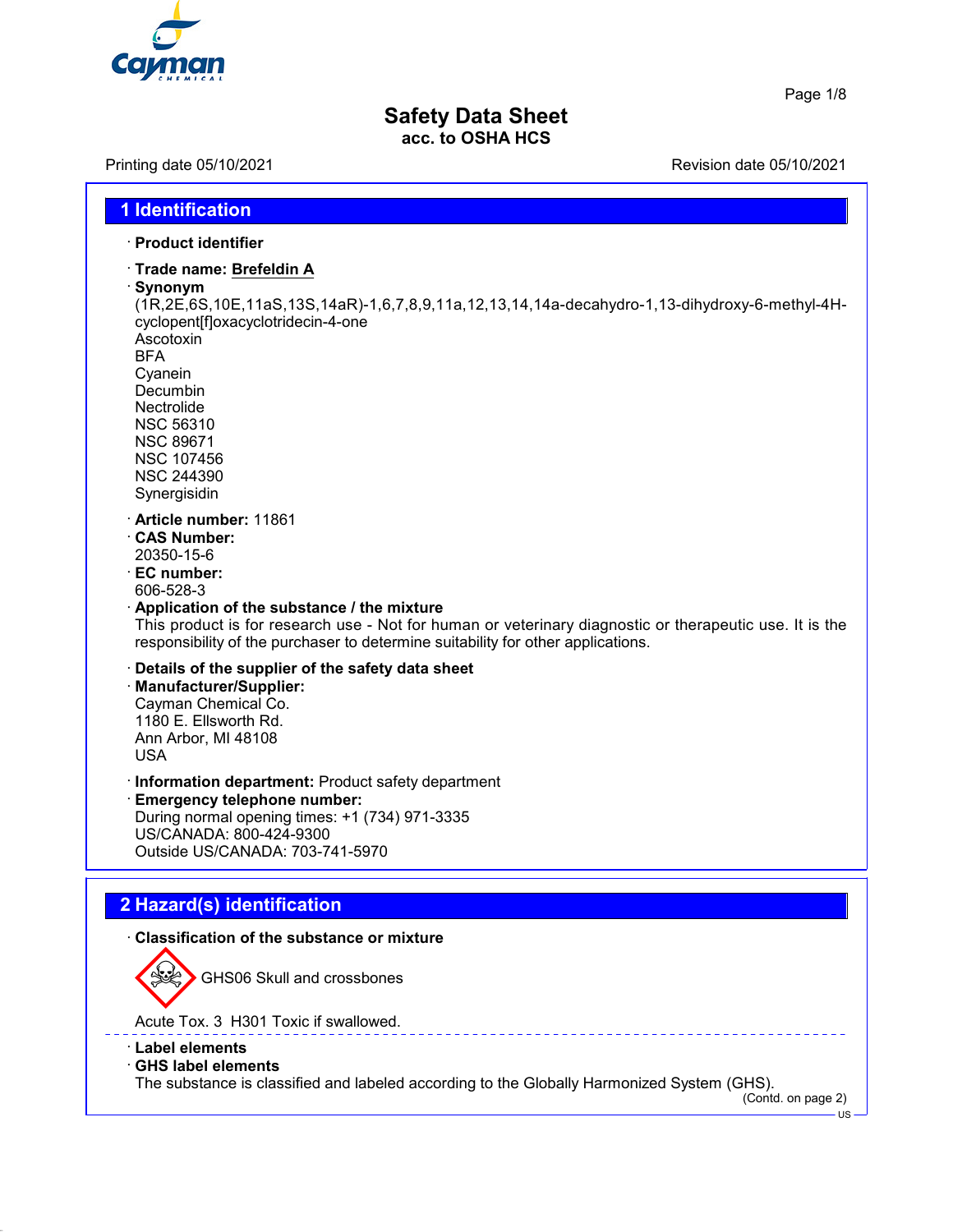# Safety Data Sheet
**acc. to OSHA HCS**

Printing date 05/10/2021 Revision date 05/10/2021

## 1 Identification

· **Product identifier**

· **Trade name: Brefeldin A**

· **Synonym**
(1R,2E,6S,10E,11aS,13S,14aR)-1,6,7,8,9,11a,12,13,14,14a-decahydro-1,13-dihydroxy-6-methyl-4H-cyclopent[f]oxacyclotridecin-4-one
Ascotoxin
BFA
Cyanein
Decumbin
Nectrolide
NSC 56310
NSC 89671
NSC 107456
NSC 244390
Synergisidin

· **Article number:** 11861

· **CAS Number:**
20350-15-6

· **EC number:**
606-528-3

· **Application of the substance / the mixture**
This product is for research use - Not for human or veterinary diagnostic or therapeutic use. It is the responsibility of the purchaser to determine suitability for other applications.

· **Details of the supplier of the safety data sheet**

· **Manufacturer/Supplier:**
Cayman Chemical Co.
1180 E. Ellsworth Rd.
Ann Arbor, MI 48108
USA

· **Information department:** Product safety department

· **Emergency telephone number:**
During normal opening times: +1 (734) 971-3335
US/CANADA: 800-424-9300
Outside US/CANADA: 703-741-5970

## 2 Hazard(s) identification

· **Classification of the substance or mixture**

GHS06 Skull and crossbones

Acute Tox. 3 H301 Toxic if swallowed.

· **Label elements**

· **GHS label elements**
The substance is classified and labeled according to the Globally Harmonized System (GHS).

(Contd. on page 2)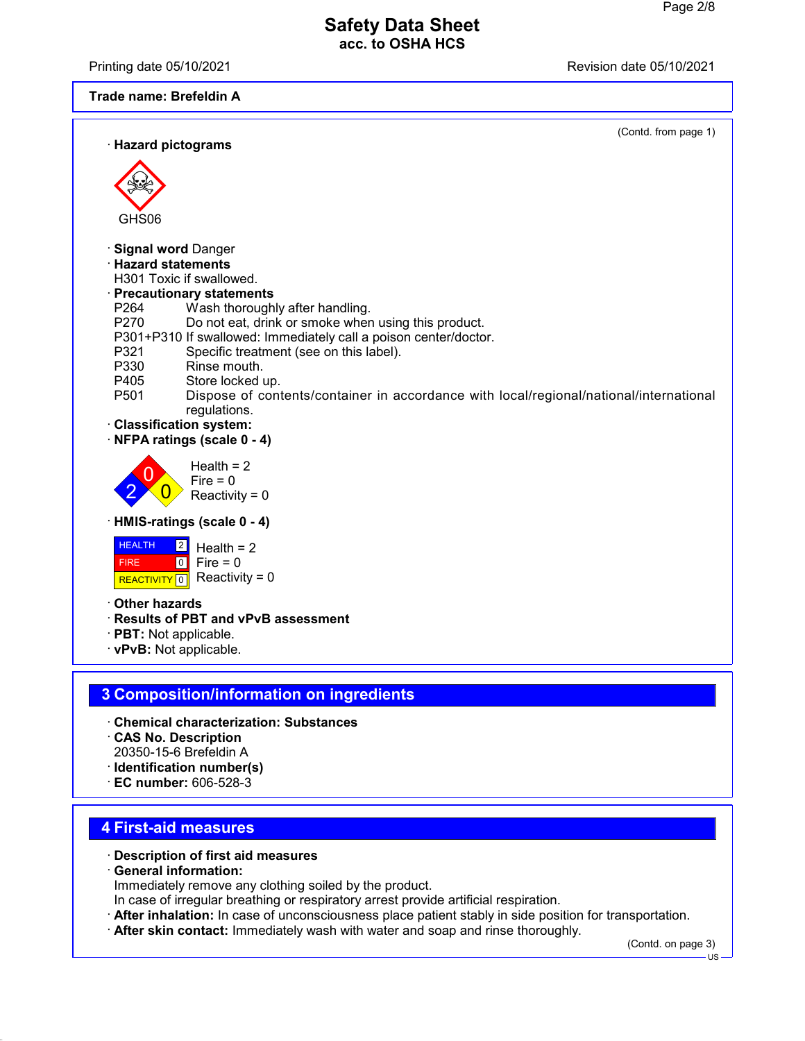(Contd. from page 1)

· **Hazard pictograms**

GHS06

· **Signal word** Danger
· **Hazard statements**
H301 Toxic if swallowed.
· **Precautionary statements**

| | |
|---|---|
| P264 | Wash thoroughly after handling. |
| P270 | Do not eat, drink or smoke when using this product. |
| P301+P310 | If swallowed: Immediately call a poison center/doctor. |
| P321 | Specific treatment (see on this label). |
| P330 | Rinse mouth. |
| P405 | Store locked up. |
| P501 | Dispose of contents/container in accordance with local/regional/national/international regulations. |

· **Classification system:**
· **NFPA ratings (scale 0 - 4)**

Health = 2
Fire = 0
Reactivity = 0

· **HMIS-ratings (scale 0 - 4)**

| | |
|---|---|
| HEALTH | 2 |
| FIRE | 0 |
| REACTIVITY | 0 |

Health = 2
Fire = 0
Reactivity = 0

· **Other hazards**
· **Results of PBT and vPvB assessment**
· **PBT:** Not applicable.
· **vPvB:** Not applicable.

## 3 Composition/information on ingredients

· **Chemical characterization: Substances**
· **CAS No. Description**
20350-15-6 Brefeldin A
· **Identification number(s)**
· **EC number:** 606-528-3

## 4 First-aid measures

· **Description of first aid measures**
· **General information:**
Immediately remove any clothing soiled by the product.
In case of irregular breathing or respiratory arrest provide artificial respiration.
· **After inhalation:** In case of unconsciousness place patient stably in side position for transportation.
· **After skin contact:** Immediately wash with water and soap and rinse thoroughly.

(Contd. on page 3)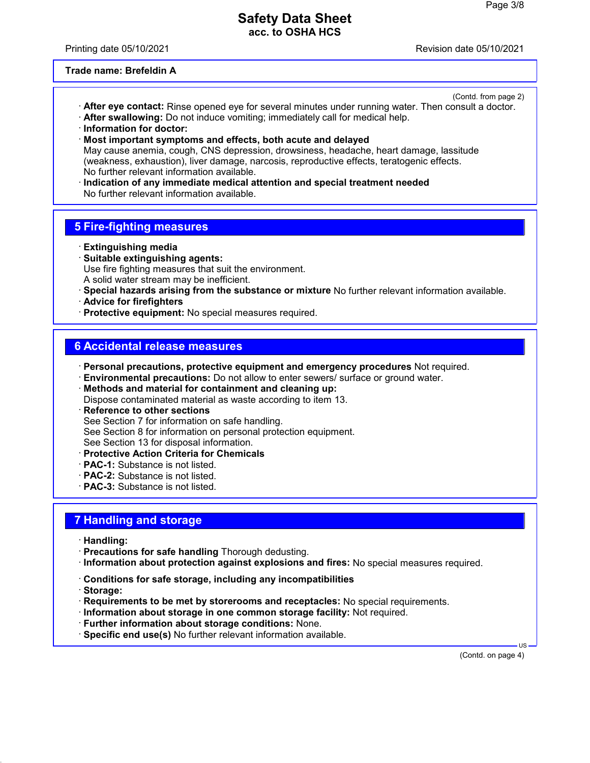**Trade name: Brefeldin A**

(Contd. from page 2)

· **After eye contact:** Rinse opened eye for several minutes under running water. Then consult a doctor.
· **After swallowing:** Do not induce vomiting; immediately call for medical help.
· **Information for doctor:**
· **Most important symptoms and effects, both acute and delayed**
May cause anemia, cough, CNS depression, drowsiness, headache, heart damage, lassitude (weakness, exhaustion), liver damage, narcosis, reproductive effects, teratogenic effects.
No further relevant information available.
· **Indication of any immediate medical attention and special treatment needed**
No further relevant information available.

## 5 Fire-fighting measures

· **Extinguishing media**
· **Suitable extinguishing agents:**
Use fire fighting measures that suit the environment.
A solid water stream may be inefficient.
· **Special hazards arising from the substance or mixture** No further relevant information available.
· **Advice for firefighters**
· **Protective equipment:** No special measures required.

## 6 Accidental release measures

· **Personal precautions, protective equipment and emergency procedures** Not required.
· **Environmental precautions:** Do not allow to enter sewers/ surface or ground water.
· **Methods and material for containment and cleaning up:**
Dispose contaminated material as waste according to item 13.
· **Reference to other sections**
See Section 7 for information on safe handling.
See Section 8 for information on personal protection equipment.
See Section 13 for disposal information.
· **Protective Action Criteria for Chemicals**
· **PAC-1:** Substance is not listed.
· **PAC-2:** Substance is not listed.
· **PAC-3:** Substance is not listed.

## 7 Handling and storage

· **Handling:**
· **Precautions for safe handling** Thorough dedusting.
· **Information about protection against explosions and fires:** No special measures required.

· **Conditions for safe storage, including any incompatibilities**
· **Storage:**
· **Requirements to be met by storerooms and receptacles:** No special requirements.
· **Information about storage in one common storage facility:** Not required.
· **Further information about storage conditions:** None.
· **Specific end use(s)** No further relevant information available.

(Contd. on page 4)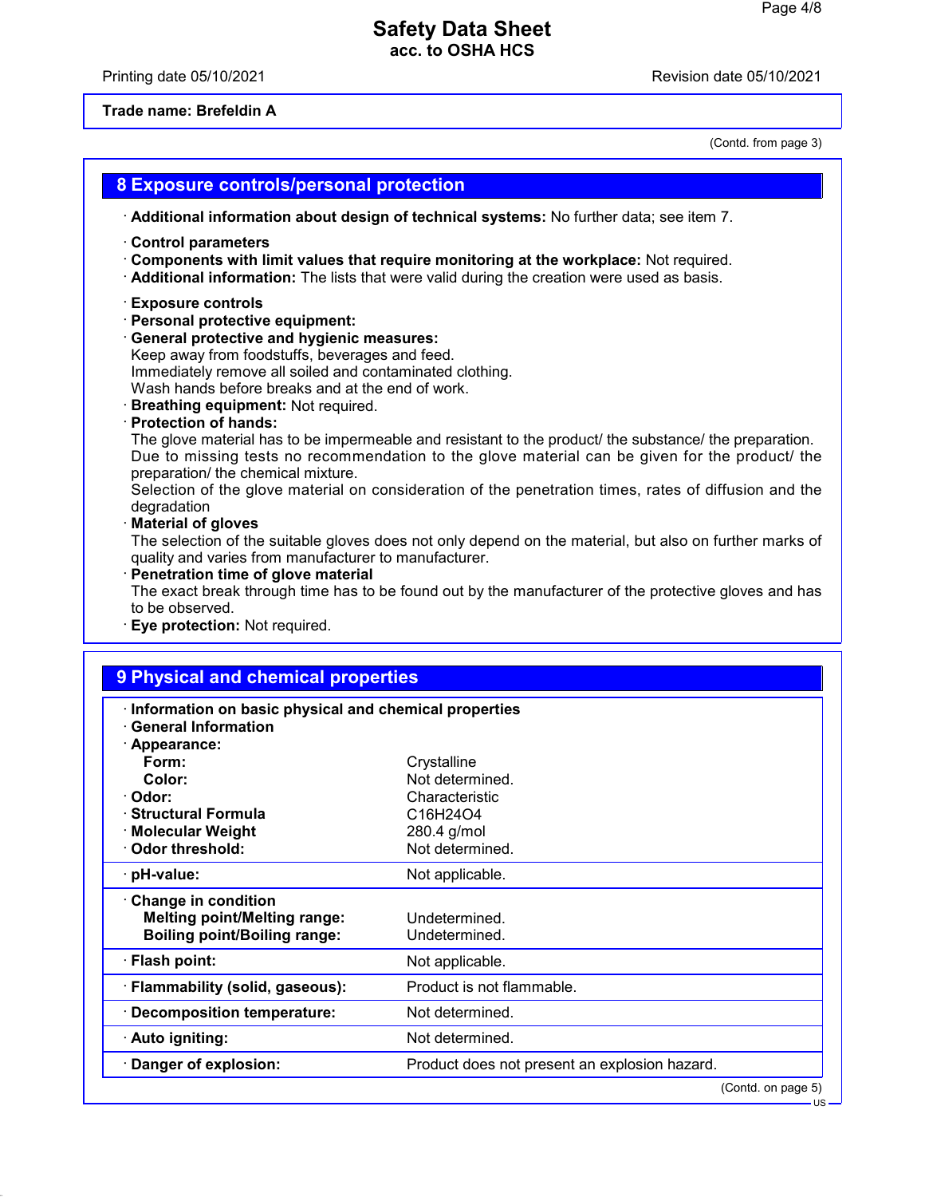**Trade name: Brefeldin A**

(Contd. from page 3)

## 8 Exposure controls/personal protection

· **Additional information about design of technical systems:** No further data; see item 7.

· **Control parameters**
· **Components with limit values that require monitoring at the workplace:** Not required.
· **Additional information:** The lists that were valid during the creation were used as basis.

· **Exposure controls**
· **Personal protective equipment:**
· **General protective and hygienic measures:**
Keep away from foodstuffs, beverages and feed.
Immediately remove all soiled and contaminated clothing.
Wash hands before breaks and at the end of work.
· **Breathing equipment:** Not required.
· **Protection of hands:**
The glove material has to be impermeable and resistant to the product/ the substance/ the preparation.
Due to missing tests no recommendation to the glove material can be given for the product/ the preparation/ the chemical mixture.
Selection of the glove material on consideration of the penetration times, rates of diffusion and the degradation
· **Material of gloves**
The selection of the suitable gloves does not only depend on the material, but also on further marks of quality and varies from manufacturer to manufacturer.
· **Penetration time of glove material**
The exact break through time has to be found out by the manufacturer of the protective gloves and has to be observed.
· **Eye protection:** Not required.

## 9 Physical and chemical properties

| | |
|---|---|
| · **Information on basic physical and chemical properties** | |
| · **General Information** | |
| · **Appearance:** | |
| **Form:** | Crystalline |
| **Color:** | Not determined. |
| · **Odor:** | Characteristic |
| · **Structural Formula** | $C_{16}H_{24}O_4$ |
| · **Molecular Weight** | 280.4 g/mol |
| · **Odor threshold:** | Not determined. |
| · **pH-value:** | Not applicable. |
| · **Change in condition** | |
| **Melting point/Melting range:** | Undetermined. |
| **Boiling point/Boiling range:** | Undetermined. |
| · **Flash point:** | Not applicable. |
| · **Flammability (solid, gaseous):** | Product is not flammable. |
| · **Decomposition temperature:** | Not determined. |
| · **Auto igniting:** | Not determined. |
| · **Danger of explosion:** | Product does not present an explosion hazard. |

(Contd. on page 5)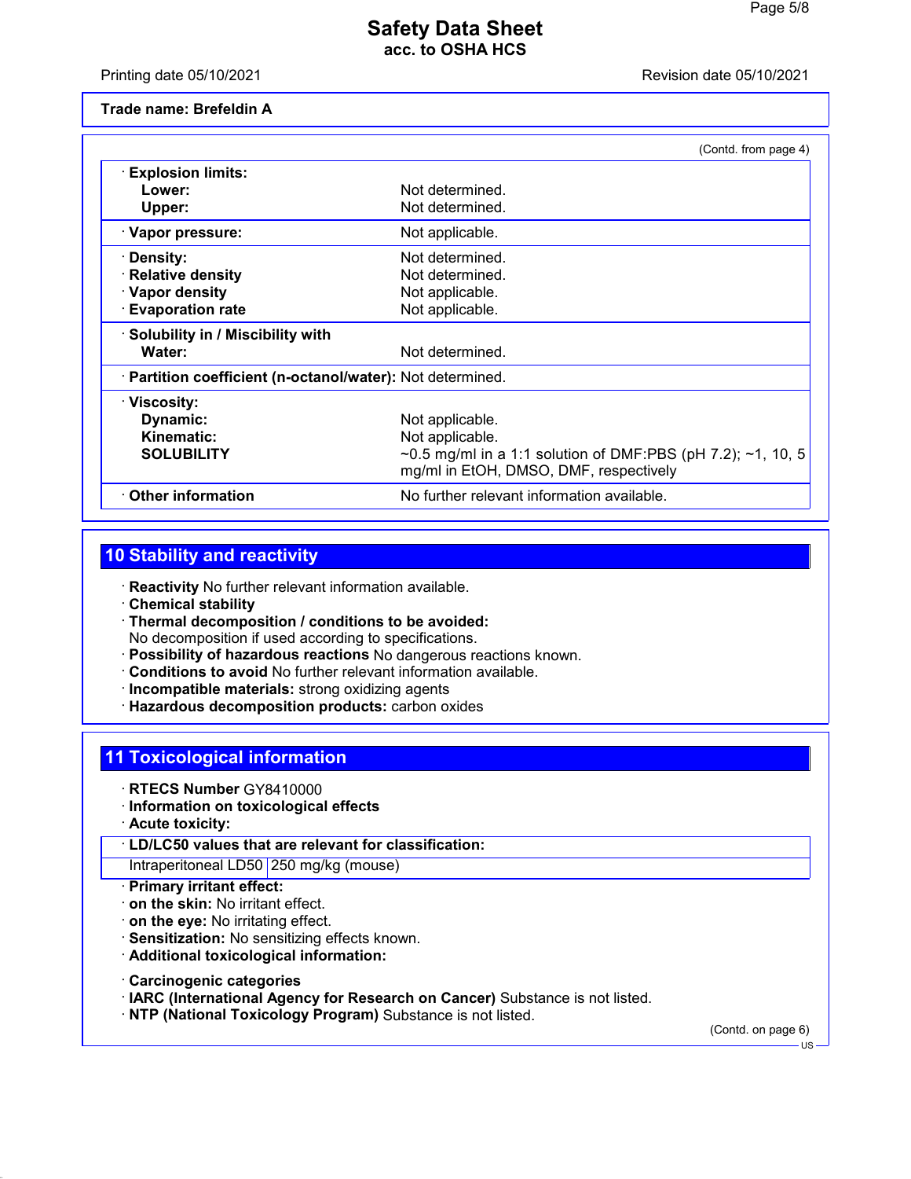Trade name: Brefeldin A

(Contd. from page 4)

| | |
|---|---|
| · **Explosion limits:** | |
| **Lower:** | Not determined. |
| **Upper:** | Not determined. |
| · **Vapor pressure:** | Not applicable. |
| · **Density:** | Not determined. |
| · **Relative density** | Not determined. |
| · **Vapor density** | Not applicable. |
| · **Evaporation rate** | Not applicable. |
| · **Solubility in / Miscibility with** | |
| **Water:** | Not determined. |
| · **Partition coefficient (n-octanol/water):** | Not determined. |
| · **Viscosity:** | |
| **Dynamic:** | Not applicable. |
| **Kinematic:** | Not applicable. |
| **SOLUBILITY** | ~0.5 mg/ml in a 1:1 solution of DMF:PBS (pH 7.2); ~1, 10, 5 mg/ml in EtOH, DMSO, DMF, respectively |
| · **Other information** | No further relevant information available. |

## 10 Stability and reactivity

· **Reactivity** No further relevant information available.
· **Chemical stability**
· **Thermal decomposition / conditions to be avoided:**
No decomposition if used according to specifications.
· **Possibility of hazardous reactions** No dangerous reactions known.
· **Conditions to avoid** No further relevant information available.
· **Incompatible materials:** strong oxidizing agents
· **Hazardous decomposition products:** carbon oxides

## 11 Toxicological information

· **RTECS Number** GY8410000
· **Information on toxicological effects**
· **Acute toxicity:**

| · **LD/LC50 values that are relevant for classification:** | |
|---|---|
| Intraperitoneal LD50 | 250 mg/kg (mouse) |

· **Primary irritant effect:**
· **on the skin:** No irritant effect.
· **on the eye:** No irritating effect.
· **Sensitization:** No sensitizing effects known.
· **Additional toxicological information:**

· **Carcinogenic categories**
· **IARC (International Agency for Research on Cancer)** Substance is not listed.
· **NTP (National Toxicology Program)** Substance is not listed.

(Contd. on page 6)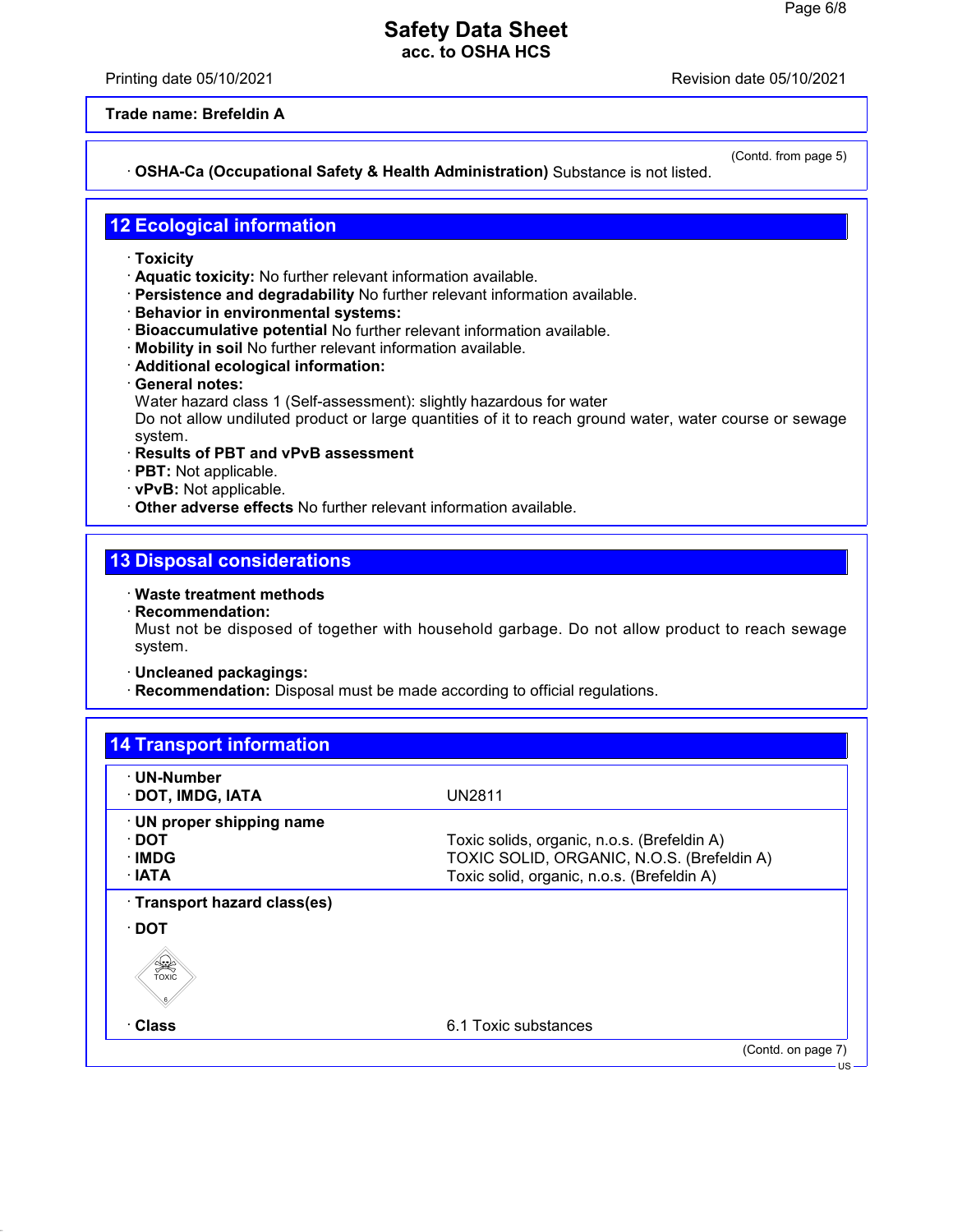Trade name: Brefeldin A

(Contd. from page 5)

· **OSHA-Ca (Occupational Safety & Health Administration)** Substance is not listed.

## 12 Ecological information

· **Toxicity**
· **Aquatic toxicity:** No further relevant information available.
· **Persistence and degradability** No further relevant information available.
· **Behavior in environmental systems:**
· **Bioaccumulative potential** No further relevant information available.
· **Mobility in soil** No further relevant information available.
· **Additional ecological information:**
· **General notes:**
Water hazard class 1 (Self-assessment): slightly hazardous for water
Do not allow undiluted product or large quantities of it to reach ground water, water course or sewage system.
· **Results of PBT and vPvB assessment**
· **PBT:** Not applicable.
· **vPvB:** Not applicable.
· **Other adverse effects** No further relevant information available.

## 13 Disposal considerations

· **Waste treatment methods**
· **Recommendation:**
Must not be disposed of together with household garbage. Do not allow product to reach sewage system.

· **Uncleaned packagings:**
· **Recommendation:** Disposal must be made according to official regulations.

## 14 Transport information

| | |
|---|---|
| · **UN-Number** | |
| · **DOT, IMDG, IATA** | UN2811 |
| · **UN proper shipping name** | |
| · **DOT** | Toxic solids, organic, n.o.s. (Brefeldin A) |
| · **IMDG** | TOXIC SOLID, ORGANIC, N.O.S. (Brefeldin A) |
| · **IATA** | Toxic solid, organic, n.o.s. (Brefeldin A) |
| · **Transport hazard class(es)** | |
| · **DOT** | |
| · **Class** | 6.1 Toxic substances |

(Contd. on page 7)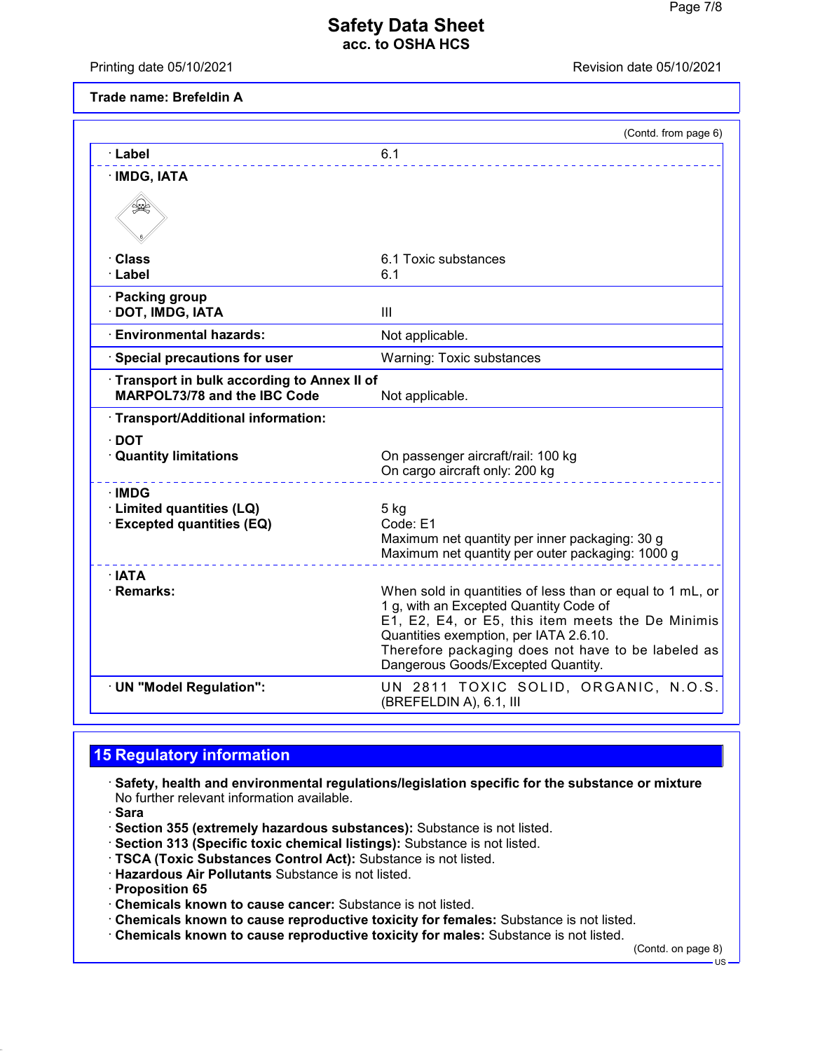**Trade name: Brefeldin A**

(Contd. from page 6)

| | |
|---|---|
| · **Label** | 6.1 |
| · **IMDG, IATA** | |
| · **Class** | 6.1 Toxic substances |
| · **Label** | 6.1 |
| · **Packing group** | |
| · **DOT, IMDG, IATA** | III |
| · **Environmental hazards:** | Not applicable. |
| · **Special precautions for user** | Warning: Toxic substances |
| · **Transport in bulk according to Annex II of MARPOL73/78 and the IBC Code** | Not applicable. |
| · **Transport/Additional information:** | |
| · **DOT** | |
| · **Quantity limitations** | On passenger aircraft/rail: 100 kg<br>On cargo aircraft only: 200 kg |
| · **IMDG** | |
| · **Limited quantities (LQ)** | 5 kg |
| · **Excepted quantities (EQ)** | Code: E1<br>Maximum net quantity per inner packaging: 30 g<br>Maximum net quantity per outer packaging: 1000 g |
| · **IATA** | |
| · **Remarks:** | When sold in quantities of less than or equal to 1 mL, or 1 g, with an Excepted Quantity Code of E1, E2, E4, or E5, this item meets the De Minimis Quantities exemption, per IATA 2.6.10. Therefore packaging does not have to be labeled as Dangerous Goods/Excepted Quantity. |
| · **UN "Model Regulation":** | UN 2811 TOXIC SOLID, ORGANIC, N.O.S. (BREFELDIN A), 6.1, III |

## 15 Regulatory information

· **Safety, health and environmental regulations/legislation specific for the substance or mixture**
No further relevant information available.

· **Sara**

· **Section 355 (extremely hazardous substances):** Substance is not listed.

· **Section 313 (Specific toxic chemical listings):** Substance is not listed.

· **TSCA (Toxic Substances Control Act):** Substance is not listed.

· **Hazardous Air Pollutants** Substance is not listed.

· **Proposition 65**

· **Chemicals known to cause cancer:** Substance is not listed.

· **Chemicals known to cause reproductive toxicity for females:** Substance is not listed.

· **Chemicals known to cause reproductive toxicity for males:** Substance is not listed.

(Contd. on page 8)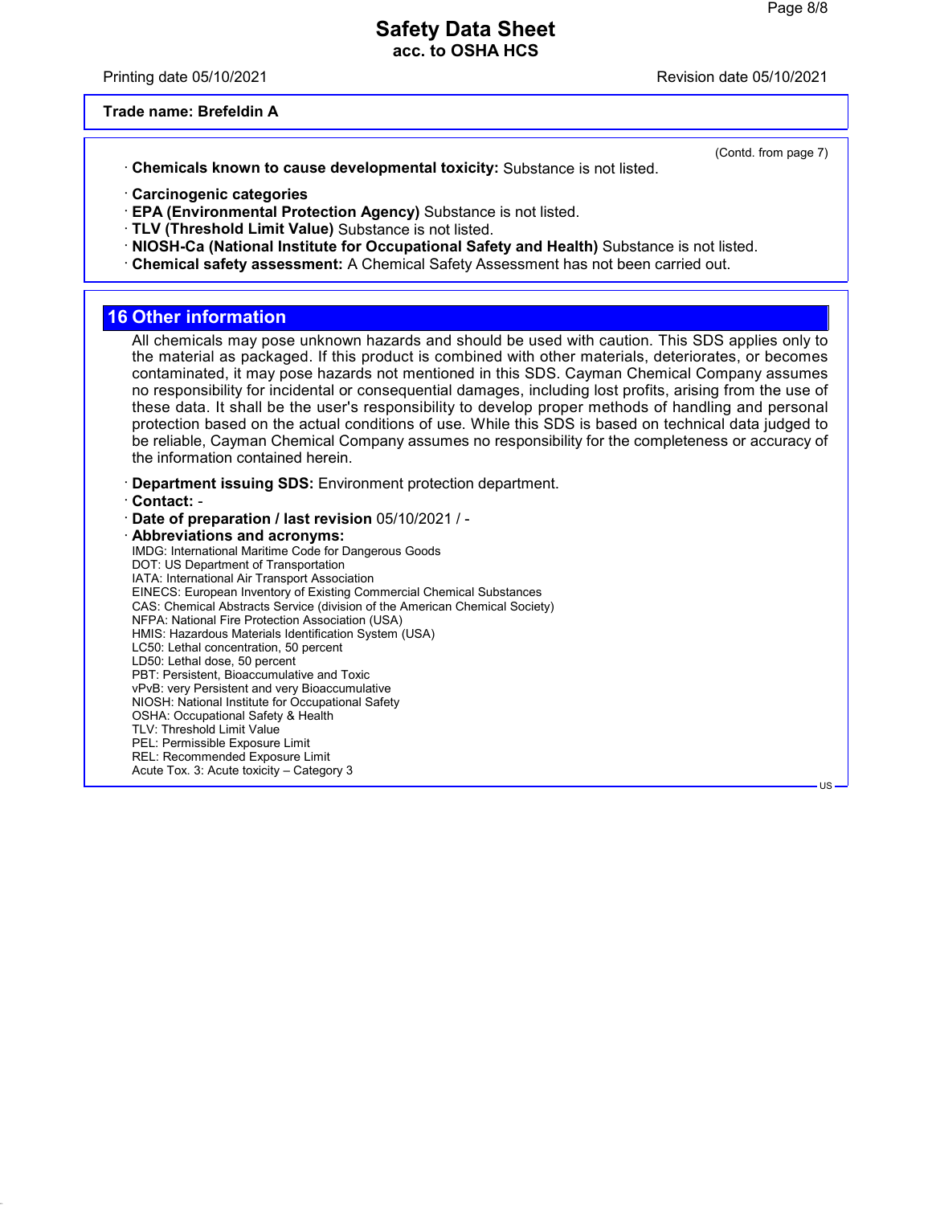(Contd. from page 7)

· **Chemicals known to cause developmental toxicity:** Substance is not listed.

· **Carcinogenic categories**
· **EPA (Environmental Protection Agency)** Substance is not listed.
· **TLV (Threshold Limit Value)** Substance is not listed.
· **NIOSH-Ca (National Institute for Occupational Safety and Health)** Substance is not listed.
· **Chemical safety assessment:** A Chemical Safety Assessment has not been carried out.

## 16 Other information

All chemicals may pose unknown hazards and should be used with caution. This SDS applies only to the material as packaged. If this product is combined with other materials, deteriorates, or becomes contaminated, it may pose hazards not mentioned in this SDS. Cayman Chemical Company assumes no responsibility for incidental or consequential damages, including lost profits, arising from the use of these data. It shall be the user's responsibility to develop proper methods of handling and personal protection based on the actual conditions of use. While this SDS is based on technical data judged to be reliable, Cayman Chemical Company assumes no responsibility for the completeness or accuracy of the information contained herein.

· **Department issuing SDS:** Environment protection department.
· **Contact:** -
· **Date of preparation / last revision** 05/10/2021 / -
· **Abbreviations and acronyms:**

IMDG: International Maritime Code for Dangerous Goods
DOT: US Department of Transportation
IATA: International Air Transport Association
EINECS: European Inventory of Existing Commercial Chemical Substances
CAS: Chemical Abstracts Service (division of the American Chemical Society)
NFPA: National Fire Protection Association (USA)
HMIS: Hazardous Materials Identification System (USA)
LC50: Lethal concentration, 50 percent
LD50: Lethal dose, 50 percent
PBT: Persistent, Bioaccumulative and Toxic
vPvB: very Persistent and very Bioaccumulative
NIOSH: National Institute for Occupational Safety
OSHA: Occupational Safety & Health
TLV: Threshold Limit Value
PEL: Permissible Exposure Limit
REL: Recommended Exposure Limit
Acute Tox. 3: Acute toxicity – Category 3